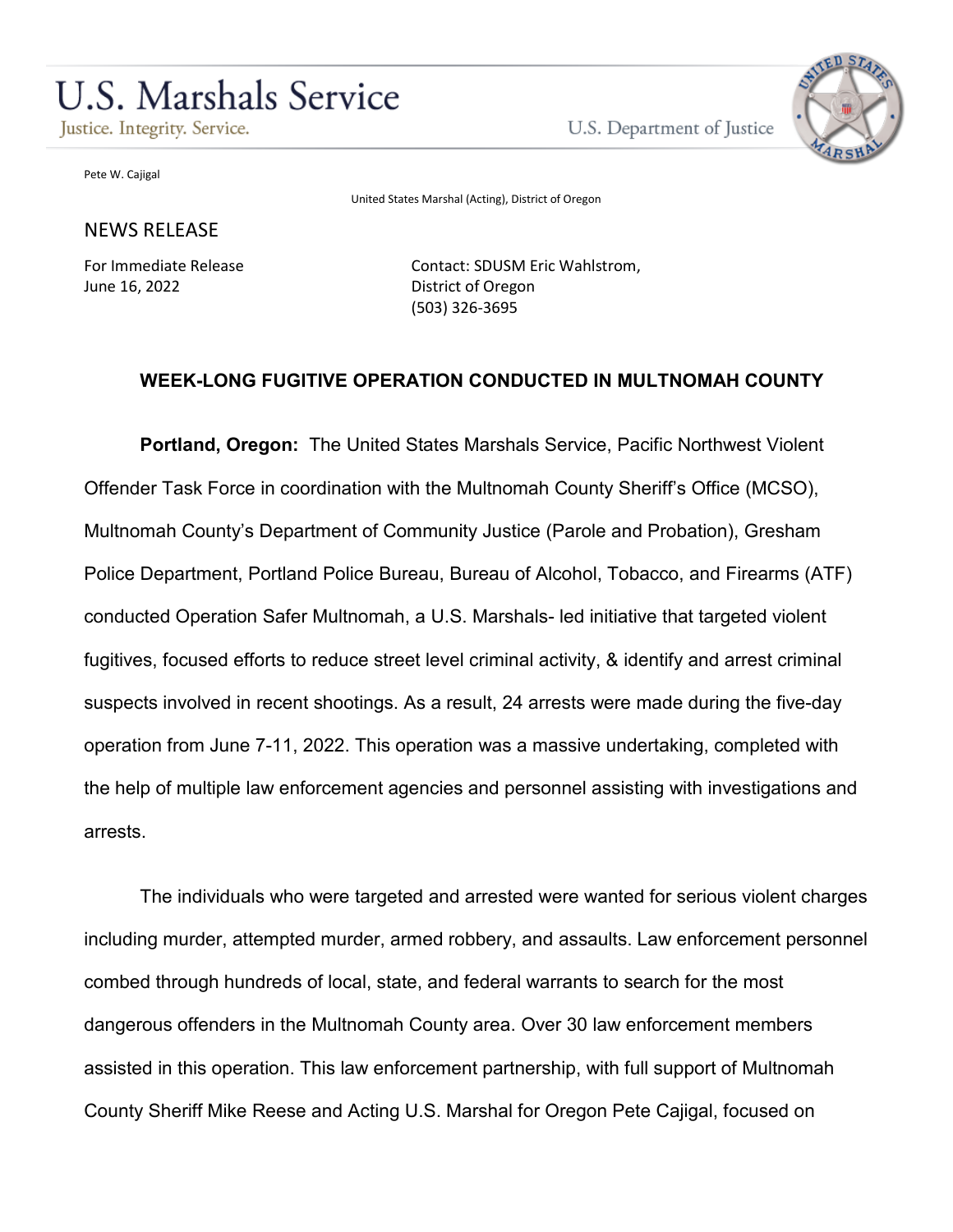# U.S. Marshals Service

Justice. Integrity. Service.

U.S. Department of Justice

Pete W. Cajigal

United States Marshal (Acting), District of Oregon

## NEWS RELEASE

For Immediate Release
June 16, 2022

Contact: SDUSM Eric Wahlstrom,
District of Oregon
(503) 326-3695

### WEEK-LONG FUGITIVE OPERATION CONDUCTED IN MULTNOMAH COUNTY

**Portland, Oregon:** The United States Marshals Service, Pacific Northwest Violent Offender Task Force in coordination with the Multnomah County Sheriff's Office (MCSO), Multnomah County's Department of Community Justice (Parole and Probation), Gresham Police Department, Portland Police Bureau, Bureau of Alcohol, Tobacco, and Firearms (ATF) conducted Operation Safer Multnomah, a U.S. Marshals- led initiative that targeted violent fugitives, focused efforts to reduce street level criminal activity, & identify and arrest criminal suspects involved in recent shootings. As a result, 24 arrests were made during the five-day operation from June 7-11, 2022. This operation was a massive undertaking, completed with the help of multiple law enforcement agencies and personnel assisting with investigations and arrests.

The individuals who were targeted and arrested were wanted for serious violent charges including murder, attempted murder, armed robbery, and assaults. Law enforcement personnel combed through hundreds of local, state, and federal warrants to search for the most dangerous offenders in the Multnomah County area. Over 30 law enforcement members assisted in this operation. This law enforcement partnership, with full support of Multnomah County Sheriff Mike Reese and Acting U.S. Marshal for Oregon Pete Cajigal, focused on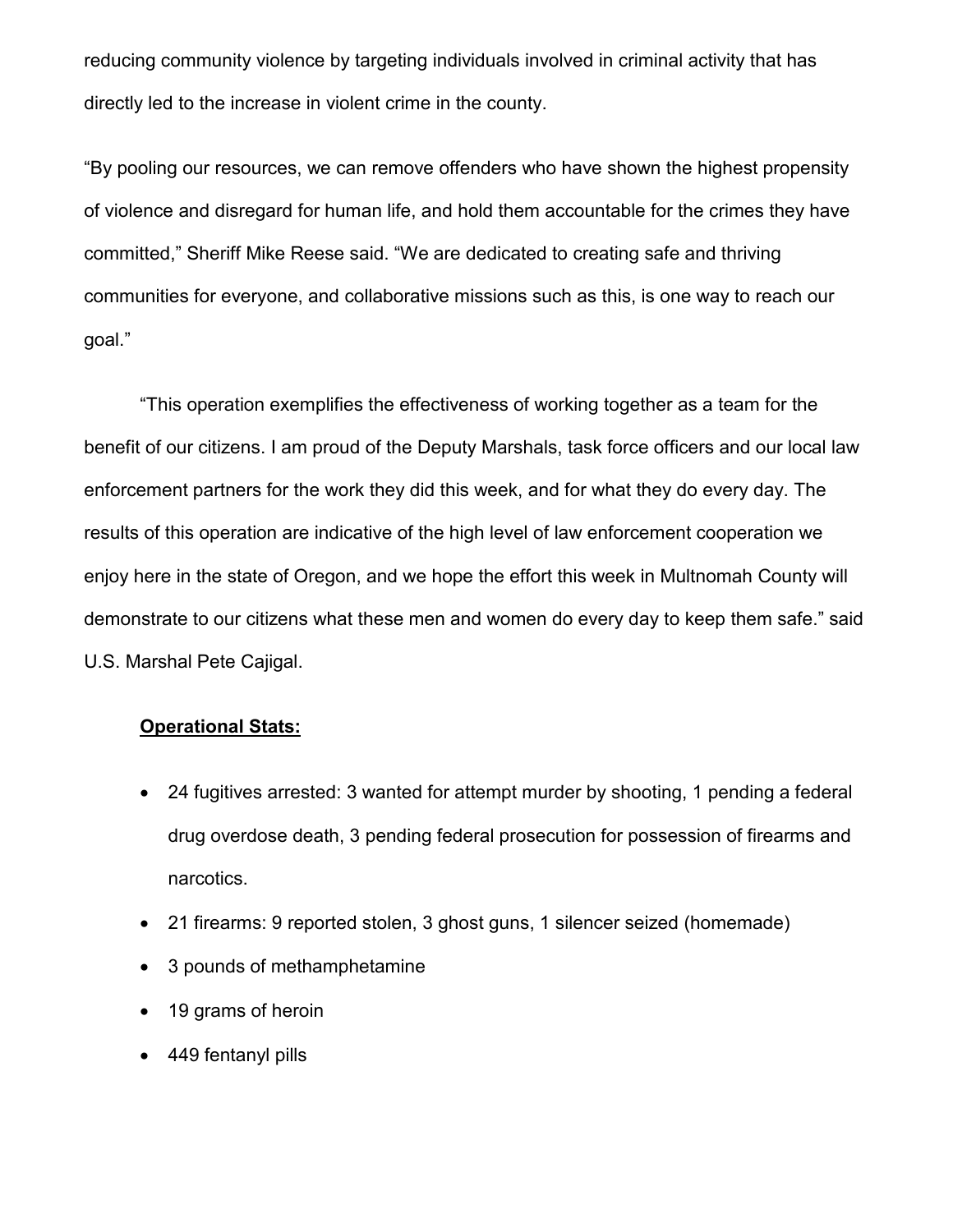reducing community violence by targeting individuals involved in criminal activity that has directly led to the increase in violent crime in the county.

"By pooling our resources, we can remove offenders who have shown the highest propensity of violence and disregard for human life, and hold them accountable for the crimes they have committed," Sheriff Mike Reese said. "We are dedicated to creating safe and thriving communities for everyone, and collaborative missions such as this, is one way to reach our goal."

"This operation exemplifies the effectiveness of working together as a team for the benefit of our citizens. I am proud of the Deputy Marshals, task force officers and our local law enforcement partners for the work they did this week, and for what they do every day. The results of this operation are indicative of the high level of law enforcement cooperation we enjoy here in the state of Oregon, and we hope the effort this week in Multnomah County will demonstrate to our citizens what these men and women do every day to keep them safe." said U.S. Marshal Pete Cajigal.

**Operational Stats:**

- 24 fugitives arrested: 3 wanted for attempt murder by shooting, 1 pending a federal drug overdose death, 3 pending federal prosecution for possession of firearms and narcotics.
- 21 firearms: 9 reported stolen, 3 ghost guns, 1 silencer seized (homemade)
- 3 pounds of methamphetamine
- 19 grams of heroin
- 449 fentanyl pills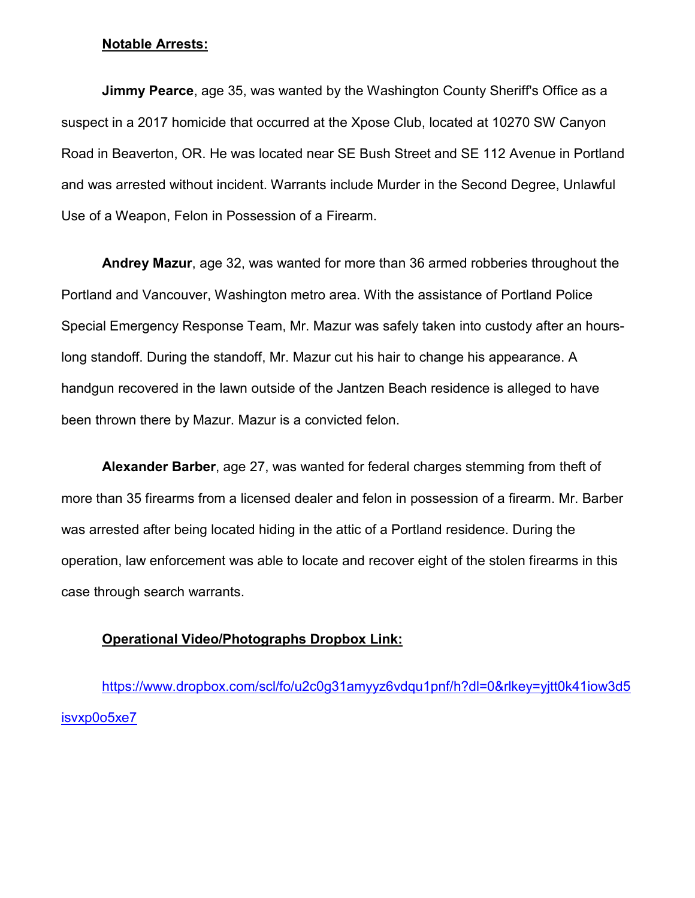**Notable Arrests:**

**Jimmy Pearce**, age 35, was wanted by the Washington County Sheriff's Office as a suspect in a 2017 homicide that occurred at the Xpose Club, located at 10270 SW Canyon Road in Beaverton, OR. He was located near SE Bush Street and SE 112 Avenue in Portland and was arrested without incident. Warrants include Murder in the Second Degree, Unlawful Use of a Weapon, Felon in Possession of a Firearm.

**Andrey Mazur**, age 32, was wanted for more than 36 armed robberies throughout the Portland and Vancouver, Washington metro area. With the assistance of Portland Police Special Emergency Response Team, Mr. Mazur was safely taken into custody after an hours-long standoff. During the standoff, Mr. Mazur cut his hair to change his appearance. A handgun recovered in the lawn outside of the Jantzen Beach residence is alleged to have been thrown there by Mazur. Mazur is a convicted felon.

**Alexander Barber**, age 27, was wanted for federal charges stemming from theft of more than 35 firearms from a licensed dealer and felon in possession of a firearm. Mr. Barber was arrested after being located hiding in the attic of a Portland residence. During the operation, law enforcement was able to locate and recover eight of the stolen firearms in this case through search warrants.

**Operational Video/Photographs Dropbox Link:**

https://www.dropbox.com/scl/fo/u2c0g31amyyz6vdqu1pnf/h?dl=0&rlkey=yjtt0k41iow3d5isvxp0o5xe7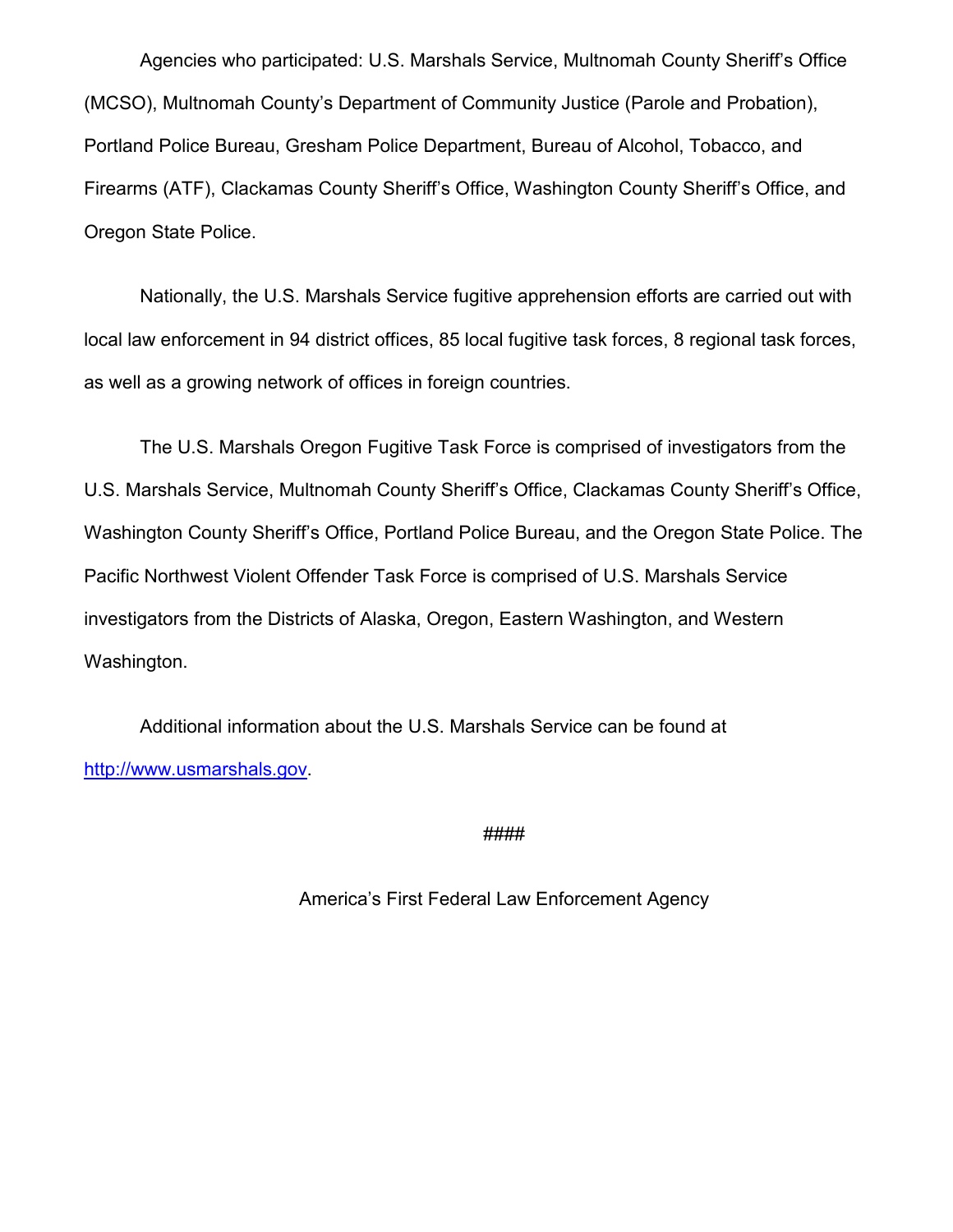Agencies who participated: U.S. Marshals Service, Multnomah County Sheriff's Office (MCSO), Multnomah County's Department of Community Justice (Parole and Probation), Portland Police Bureau, Gresham Police Department, Bureau of Alcohol, Tobacco, and Firearms (ATF), Clackamas County Sheriff's Office, Washington County Sheriff's Office, and Oregon State Police.

Nationally, the U.S. Marshals Service fugitive apprehension efforts are carried out with local law enforcement in 94 district offices, 85 local fugitive task forces, 8 regional task forces, as well as a growing network of offices in foreign countries.

The U.S. Marshals Oregon Fugitive Task Force is comprised of investigators from the U.S. Marshals Service, Multnomah County Sheriff's Office, Clackamas County Sheriff's Office, Washington County Sheriff's Office, Portland Police Bureau, and the Oregon State Police. The Pacific Northwest Violent Offender Task Force is comprised of U.S. Marshals Service investigators from the Districts of Alaska, Oregon, Eastern Washington, and Western Washington.

Additional information about the U.S. Marshals Service can be found at [http://www.usmarshals.gov](http://www.usmarshals.gov).

####

America's First Federal Law Enforcement Agency